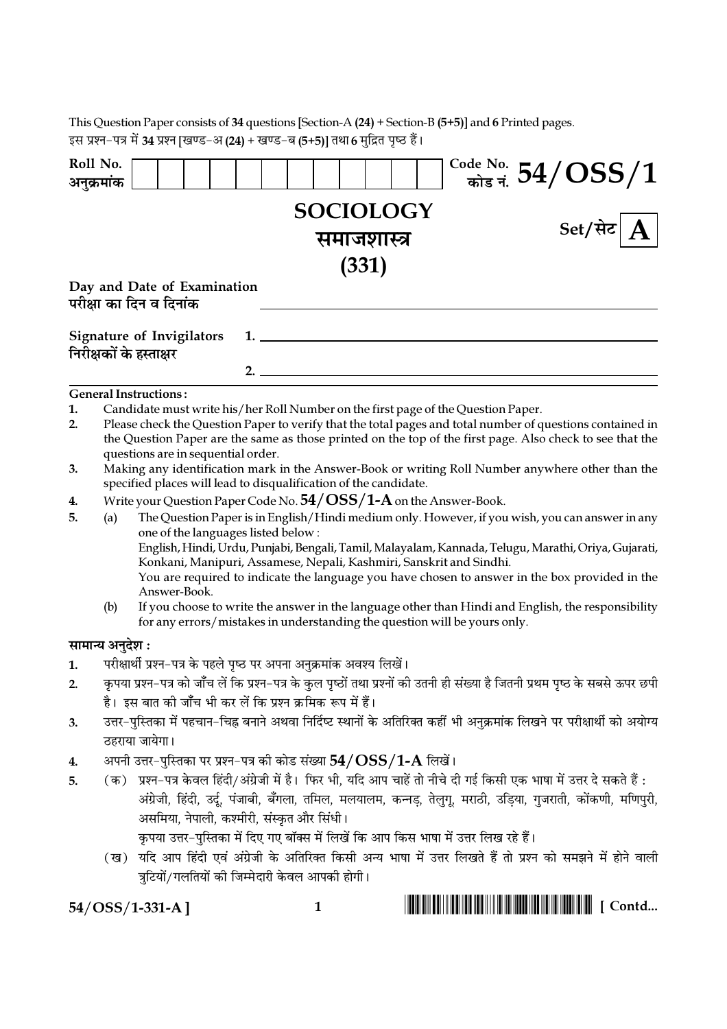This Question Paper consists of **34** questions [Section-A **(24)** + Section-B **(5+5)**] and **6** Printed pages.

इस प्रश्न-पत्र में **34** प्रश्न [खण्ड-अ **(24)** + खण्ड-ब **(5+5)**] तथा **6** मुद्रित पृष्ठ हैं।

| Roll No. / अनुक्रमांक | | | | | | | | | | | | | | Code No. / कोड नं. **54/OSS/1** |
|---|---|---|---|---|---|---|---|---|---|---|---|---|---|---|

# SOCIOLOGY
# समाजशास्त्र
# (331)

**Set/सेट A**

**Day and Date of Examination**
**परीक्षा का दिन व दिनांक** ____________________

**Signature of Invigilators**
**निरीक्षकों के हस्ताक्षर**

1. ____________________

2. ____________________

**General Instructions :**

1. Candidate must write his/her Roll Number on the first page of the Question Paper.
2. Please check the Question Paper to verify that the total pages and total number of questions contained in the Question Paper are the same as those printed on the top of the first page. Also check to see that the questions are in sequential order.
3. Making any identification mark in the Answer-Book or writing Roll Number anywhere other than the specified places will lead to disqualification of the candidate.
4. Write your Question Paper Code No. **54/OSS/1-A** on the Answer-Book.
5. (a) The Question Paper is in English/Hindi medium only. However, if you wish, you can answer in any one of the languages listed below :
   English, Hindi, Urdu, Punjabi, Bengali, Tamil, Malayalam, Kannada, Telugu, Marathi, Oriya, Gujarati, Konkani, Manipuri, Assamese, Nepali, Kashmiri, Sanskrit and Sindhi.
   You are required to indicate the language you have chosen to answer in the box provided in the Answer-Book.

   (b) If you choose to write the answer in the language other than Hindi and English, the responsibility for any errors/mistakes in understanding the question will be yours only.

**सामान्य अनुदेश :**

1. परीक्षार्थी प्रश्न-पत्र के पहले पृष्ठ पर अपना अनुक्रमांक अवश्य लिखें।
2. कृपया प्रश्न-पत्र को जाँच लें कि प्रश्न-पत्र के कुल पृष्ठों तथा प्रश्नों की उतनी ही संख्या है जितनी प्रथम पृष्ठ के सबसे ऊपर छपी है। इस बात की जाँच भी कर लें कि प्रश्न क्रमिक रूप में हैं।
3. उत्तर-पुस्तिका में पहचान-चिह्न बनाने अथवा निर्दिष्ट स्थानों के अतिरिक्त कहीं भी अनुक्रमांक लिखने पर परीक्षार्थी को अयोग्य ठहराया जायेगा।
4. अपनी उत्तर-पुस्तिका पर प्रश्न-पत्र की कोड संख्या **54/OSS/1-A** लिखें।
5. (क) प्रश्न-पत्र केवल हिंदी/अंग्रेजी में है। फिर भी, यदि आप चाहें तो नीचे दी गई किसी एक भाषा में उत्तर दे सकते हैं :
   अंग्रेजी, हिंदी, उर्दू, पंजाबी, बँगला, तमिल, मलयालम, कन्नड़, तेलुगू, मराठी, उड़िया, गुजराती, कोंकणी, मणिपुरी, असमिया, नेपाली, कश्मीरी, संस्कृत और सिंधी।
   कृपया उत्तर-पुस्तिका में दिए गए बॉक्स में लिखें कि आप किस भाषा में उत्तर लिख रहे हैं।

   (ख) यदि आप हिंदी एवं अंग्रेजी के अतिरिक्त किसी अन्य भाषा में उत्तर लिखते हैं तो प्रश्न को समझने में होने वाली त्रुटियों/गलतियों की जिम्मेदारी केवल आपकी होगी।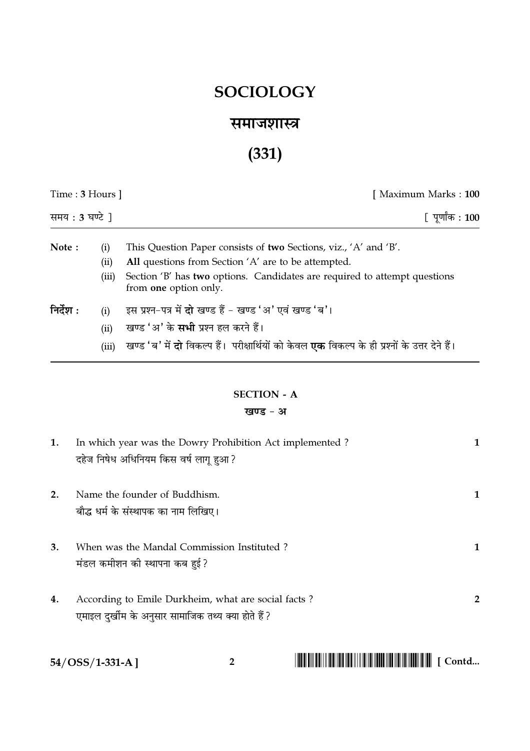# SOCIOLOGY

# समाजशास्त्र

# (331)

Time : **3** Hours ] [ Maximum Marks : **100**

समय : **3** घण्टे ] [ पूर्णांक : **100**

**Note :**

(i) This Question Paper consists of **two** Sections, viz., 'A' and 'B'.

(ii) **All** questions from Section 'A' are to be attempted.

(iii) Section 'B' has **two** options. Candidates are required to attempt questions from **one** option only.

**निर्देश :**

(i) इस प्रश्न-पत्र में **दो** खण्ड हैं – खण्ड **'अ'** एवं खण्ड **'ब'**।

(ii) खण्ड 'अ' के **सभी** प्रश्न हल करने हैं।

(iii) खण्ड 'ब' में **दो** विकल्प हैं। परीक्षार्थियों को केवल **एक** विकल्प के ही प्रश्नों के उत्तर देने हैं।

## SECTION - A

## खण्ड - अ

**1.** In which year was the Dowry Prohibition Act implemented ? **1**
दहेज निषेध अधिनियम किस वर्ष लागू हुआ ?

**2.** Name the founder of Buddhism. **1**
बौद्ध धर्म के संस्थापक का नाम लिखिए।

**3.** When was the Mandal Commission Instituted ? **1**
मंडल कमीशन की स्थापना कब हुई ?

**4.** According to Emile Durkheim, what are social facts ? **2**
एमाइल दुर्खीम के अनुसार सामाजिक तथ्य क्या होते हैं ?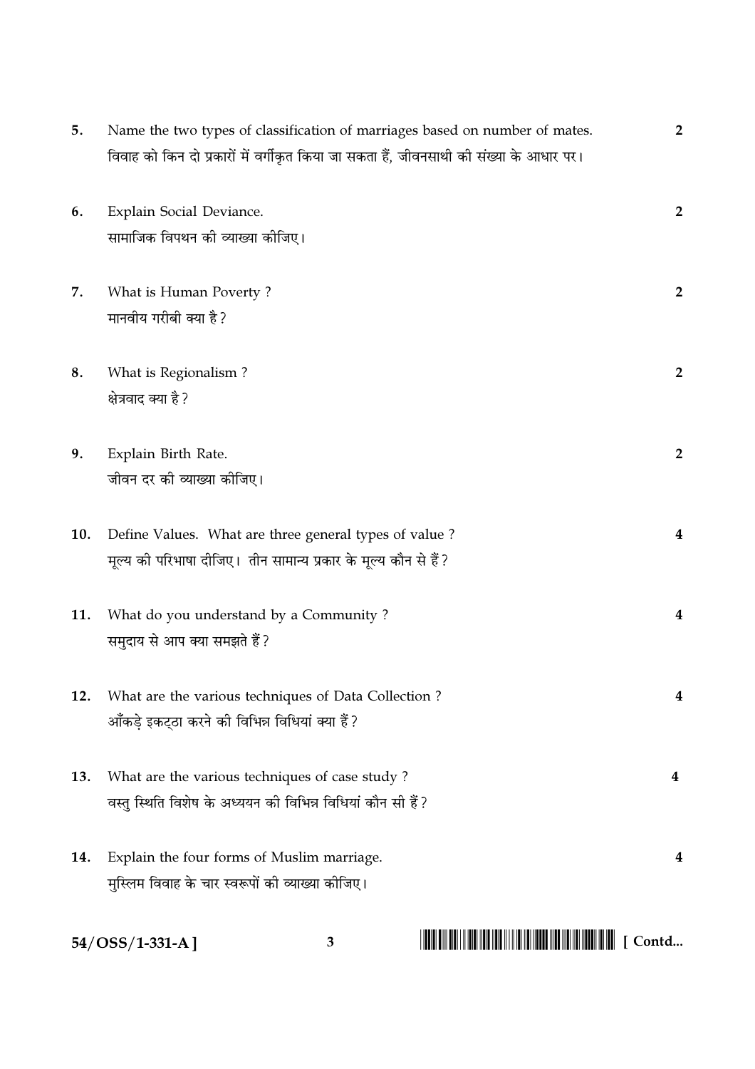5. Name the two types of classification of marriages based on number of mates. **2**

विवाह को किन दो प्रकारों में वर्गीकृत किया जा सकता हैं, जीवनसाथी की संख्या के आधार पर।

6. Explain Social Deviance. **2**

सामाजिक विपथन की व्याख्या कीजिए।

7. What is Human Poverty ? **2**

मानवीय गरीबी क्या है ?

8. What is Regionalism ? **2**

क्षेत्रवाद क्या है ?

9. Explain Birth Rate. **2**

जीवन दर की व्याख्या कीजिए।

10. Define Values. What are three general types of value ? **4**

मूल्य की परिभाषा दीजिए। तीन सामान्य प्रकार के मूल्य कौन से हैं ?

11. What do you understand by a Community ? **4**

समुदाय से आप क्या समझते हैं ?

12. What are the various techniques of Data Collection ? **4**

आँकड़े इकट्ठा करने की विभिन्न विधियां क्या हैं ?

13. What are the various techniques of case study ? **4**

वस्तु स्थिति विशेष के अध्ययन की विभिन्न विधियां कौन सी हैं ?

14. Explain the four forms of Muslim marriage. **4**

मुस्लिम विवाह के चार स्वरूपों की व्याख्या कीजिए।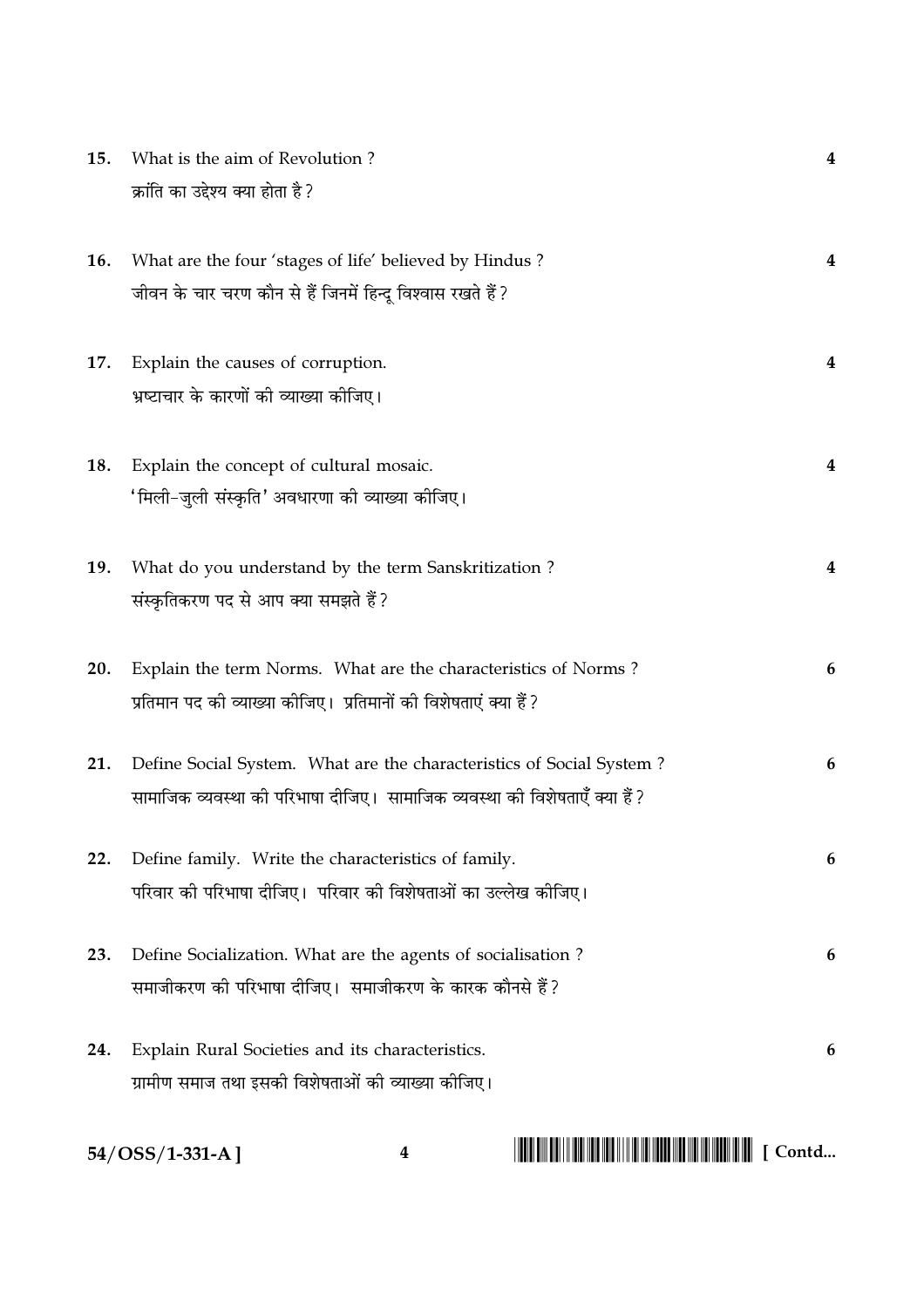15. What is the aim of Revolution? **4**
क्रांति का उद्देश्य क्या होता है?

16. What are the four 'stages of life' believed by Hindus? **4**
जीवन के चार चरण कौन से हैं जिनमें हिन्दू विश्वास रखते हैं?

17. Explain the causes of corruption. **4**
भ्रष्टाचार के कारणों की व्याख्या कीजिए।

18. Explain the concept of cultural mosaic. **4**
'मिली-जुली संस्कृति' अवधारणा की व्याख्या कीजिए।

19. What do you understand by the term Sanskritization? **4**
संस्कृतिकरण पद से आप क्या समझते हैं?

20. Explain the term Norms. What are the characteristics of Norms? **6**
प्रतिमान पद की व्याख्या कीजिए। प्रतिमानों की विशेषताएं क्या हैं?

21. Define Social System. What are the characteristics of Social System? **6**
सामाजिक व्यवस्था की परिभाषा दीजिए। सामाजिक व्यवस्था की विशेषताएँ क्या हैं?

22. Define family. Write the characteristics of family. **6**
परिवार की परिभाषा दीजिए। परिवार की विशेषताओं का उल्लेख कीजिए।

23. Define Socialization. What are the agents of socialisation? **6**
समाजीकरण की परिभाषा दीजिए। समाजीकरण के कारक कौनसे हैं?

24. Explain Rural Societies and its characteristics. **6**
ग्रामीण समाज तथा इसकी विशेषताओं की व्याख्या कीजिए।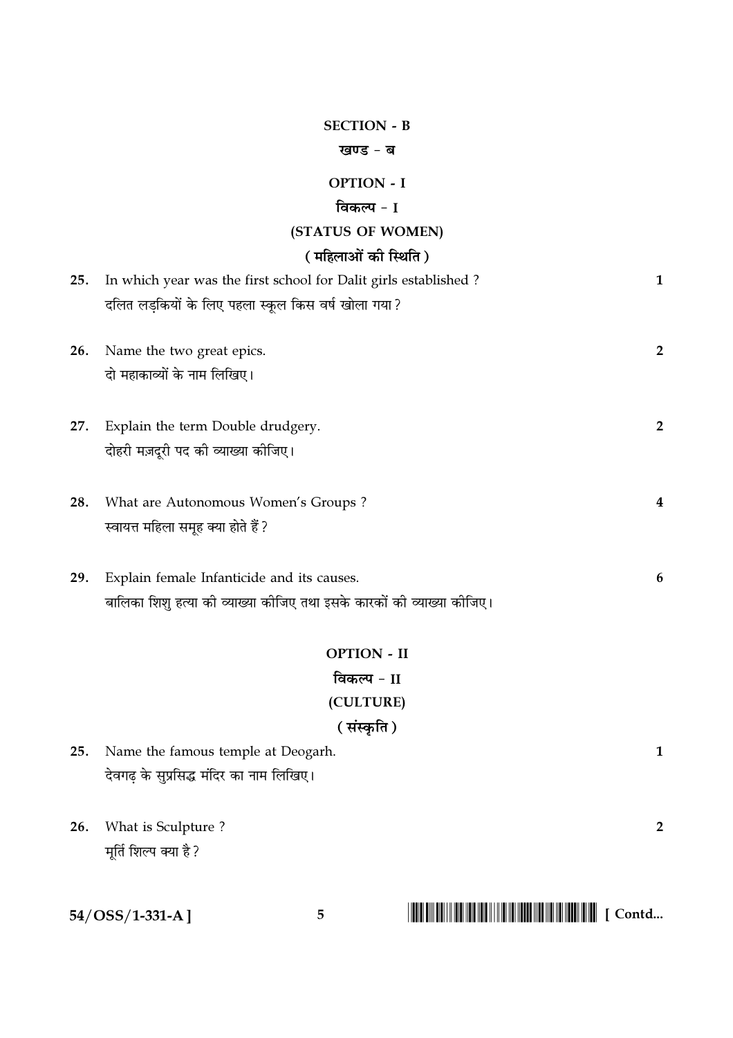## SECTION - B

## खण्ड - ब

### OPTION - I

### विकल्प - I

### (STATUS OF WOMEN)

### ( महिलाओं की स्थिति )

25. In which year was the first school for Dalit girls established ? **1**

दलित लड़कियों के लिए पहला स्कूल किस वर्ष खोला गया ?

26. Name the two great epics. **2**

दो महाकाव्यों के नाम लिखिए।

27. Explain the term Double drudgery. **2**

दोहरी मज़दूरी पद की व्याख्या कीजिए।

28. What are Autonomous Women's Groups ? **4**

स्वायत्त महिला समूह क्या होते हैं ?

29. Explain female Infanticide and its causes. **6**

बालिका शिशु हत्या की व्याख्या कीजिए तथा इसके कारकों की व्याख्या कीजिए।

### OPTION - II

### विकल्प - II

### (CULTURE)

### ( संस्कृति )

25. Name the famous temple at Deogarh. **1**

देवगढ़ के सुप्रसिद्ध मंदिर का नाम लिखिए।

26. What is Sculpture ? **2**

मूर्ति शिल्प क्या है ?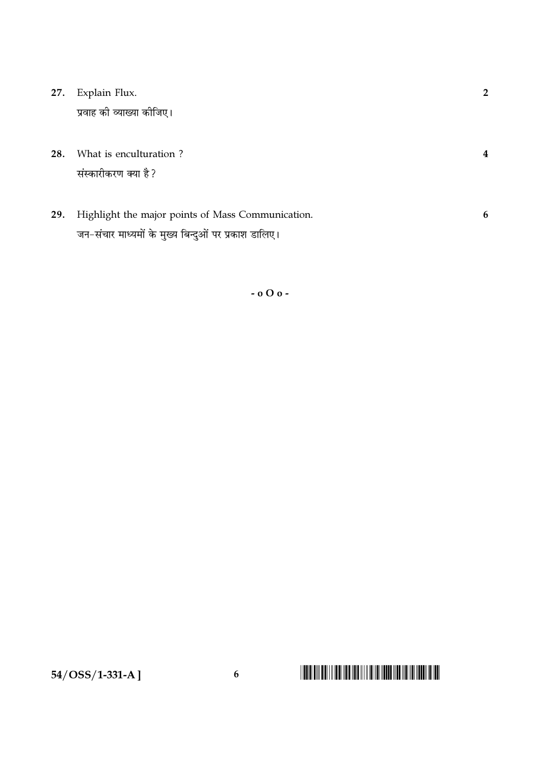27. Explain Flux. **2**

प्रवाह की व्याख्या कीजिए।

28. What is enculturation ? **4**

संस्कारीकरण क्या है ?

29. Highlight the major points of Mass Communication. **6**

जन-संचार माध्यमों के मुख्य बिन्दुओं पर प्रकाश डालिए।

- o O o -